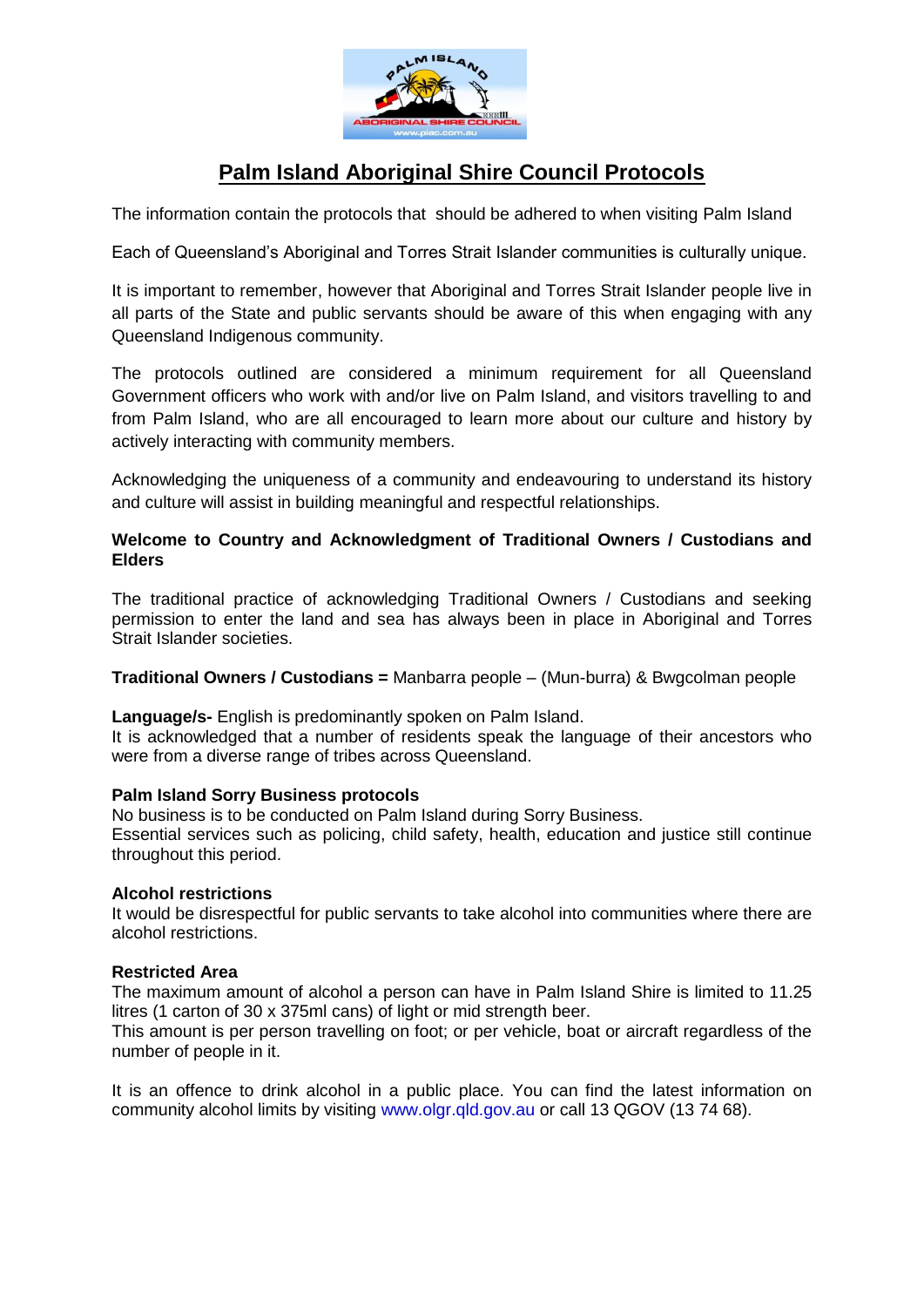# Palm Island Aboriginal Shire Council Protocols

The information contain the protocols that should be adhered to when visiting Palm Island

Each of Queensland's Aboriginal and Torres Strait Islander communities is culturally unique.

It is important to remember, however that Aboriginal and Torres Strait Islander people live in all parts of the State and public servants should be aware of this when engaging with any Queensland Indigenous community.

The protocols outlined are considered a minimum requirement for all Queensland Government officers who work with and/or live on Palm Island, and visitors travelling to and from Palm Island, who are all encouraged to learn more about our culture and history by actively interacting with community members.

Acknowledging the uniqueness of a community and endeavouring to understand its history and culture will assist in building meaningful and respectful relationships.

**Welcome to Country and Acknowledgment of Traditional Owners / Custodians and Elders**

The traditional practice of acknowledging Traditional Owners / Custodians and seeking permission to enter the land and sea has always been in place in Aboriginal and Torres Strait Islander societies.

**Traditional Owners / Custodians =** Manbarra people – (Mun-burra) & Bwgcolman people

**Language/s-** English is predominantly spoken on Palm Island.
It is acknowledged that a number of residents speak the language of their ancestors who were from a diverse range of tribes across Queensland.

**Palm Island Sorry Business protocols**
No business is to be conducted on Palm Island during Sorry Business.
Essential services such as policing, child safety, health, education and justice still continue throughout this period.

**Alcohol restrictions**
It would be disrespectful for public servants to take alcohol into communities where there are alcohol restrictions.

**Restricted Area**
The maximum amount of alcohol a person can have in Palm Island Shire is limited to 11.25 litres (1 carton of 30 x 375ml cans) of light or mid strength beer.
This amount is per person travelling on foot; or per vehicle, boat or aircraft regardless of the number of people in it.

It is an offence to drink alcohol in a public place. You can find the latest information on community alcohol limits by visiting www.olgr.qld.gov.au or call 13 QGOV (13 74 68).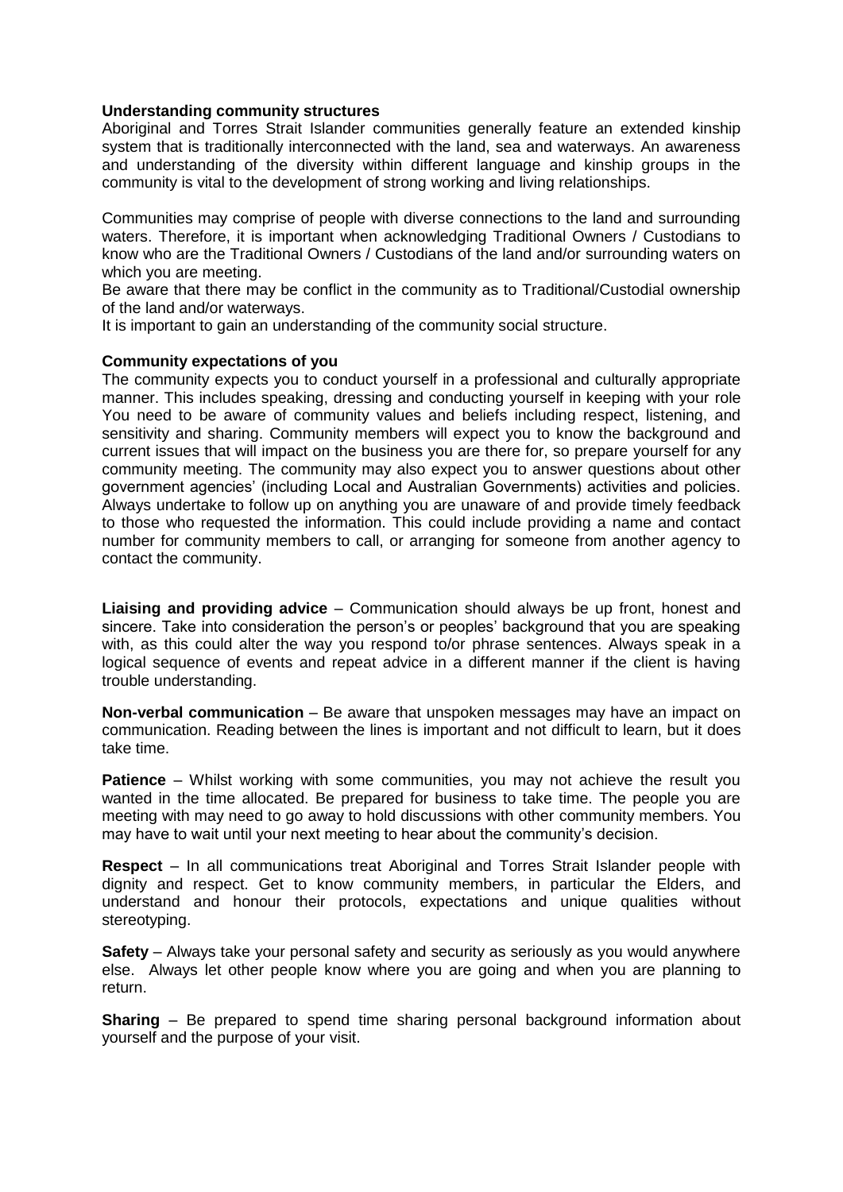**Understanding community structures**

Aboriginal and Torres Strait Islander communities generally feature an extended kinship system that is traditionally interconnected with the land, sea and waterways. An awareness and understanding of the diversity within different language and kinship groups in the community is vital to the development of strong working and living relationships.

Communities may comprise of people with diverse connections to the land and surrounding waters. Therefore, it is important when acknowledging Traditional Owners / Custodians to know who are the Traditional Owners / Custodians of the land and/or surrounding waters on which you are meeting.

Be aware that there may be conflict in the community as to Traditional/Custodial ownership of the land and/or waterways.

It is important to gain an understanding of the community social structure.

**Community expectations of you**

The community expects you to conduct yourself in a professional and culturally appropriate manner. This includes speaking, dressing and conducting yourself in keeping with your role You need to be aware of community values and beliefs including respect, listening, and sensitivity and sharing. Community members will expect you to know the background and current issues that will impact on the business you are there for, so prepare yourself for any community meeting. The community may also expect you to answer questions about other government agencies' (including Local and Australian Governments) activities and policies. Always undertake to follow up on anything you are unaware of and provide timely feedback to those who requested the information. This could include providing a name and contact number for community members to call, or arranging for someone from another agency to contact the community.

**Liaising and providing advice** – Communication should always be up front, honest and sincere. Take into consideration the person's or peoples' background that you are speaking with, as this could alter the way you respond to/or phrase sentences. Always speak in a logical sequence of events and repeat advice in a different manner if the client is having trouble understanding.

**Non-verbal communication** – Be aware that unspoken messages may have an impact on communication. Reading between the lines is important and not difficult to learn, but it does take time.

**Patience** – Whilst working with some communities, you may not achieve the result you wanted in the time allocated. Be prepared for business to take time. The people you are meeting with may need to go away to hold discussions with other community members. You may have to wait until your next meeting to hear about the community's decision.

**Respect** – In all communications treat Aboriginal and Torres Strait Islander people with dignity and respect. Get to know community members, in particular the Elders, and understand and honour their protocols, expectations and unique qualities without stereotyping.

**Safety** – Always take your personal safety and security as seriously as you would anywhere else. Always let other people know where you are going and when you are planning to return.

**Sharing** – Be prepared to spend time sharing personal background information about yourself and the purpose of your visit.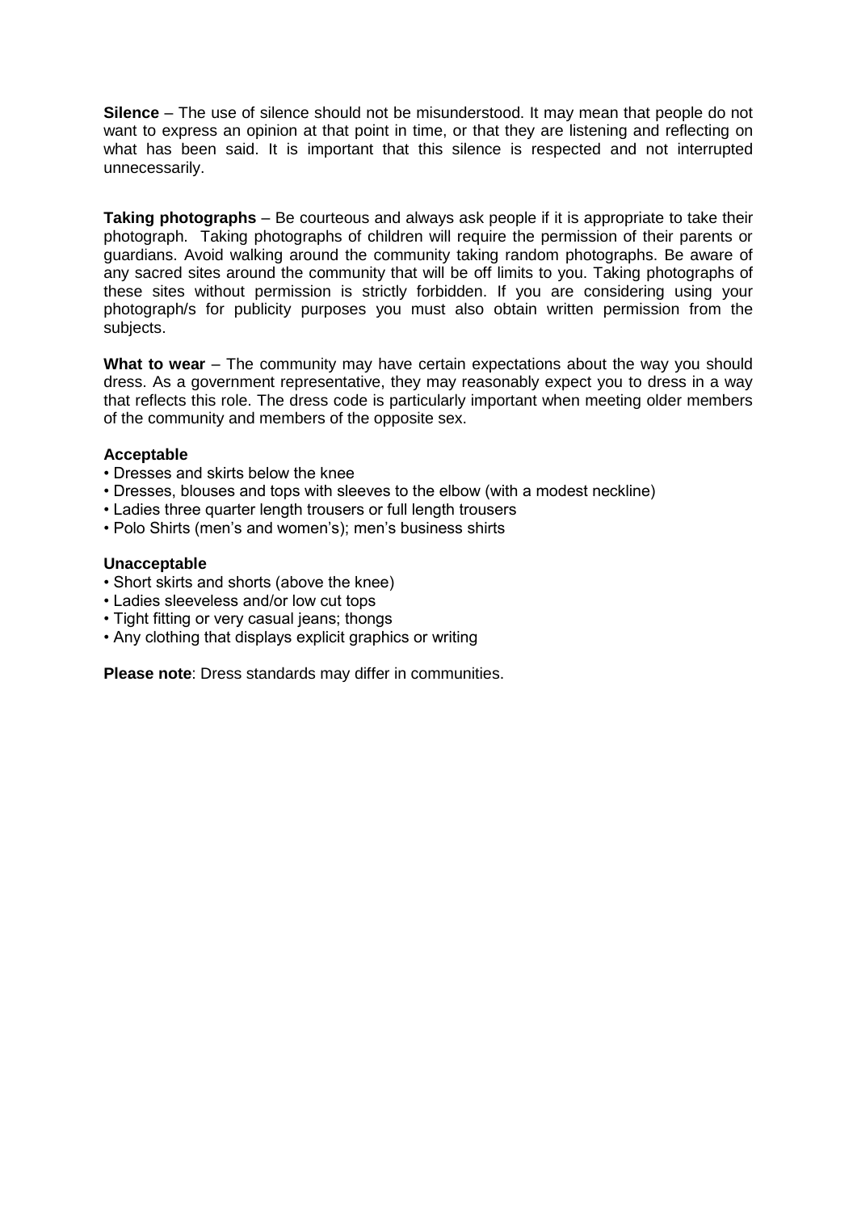**Silence** – The use of silence should not be misunderstood. It may mean that people do not want to express an opinion at that point in time, or that they are listening and reflecting on what has been said. It is important that this silence is respected and not interrupted unnecessarily.

**Taking photographs** – Be courteous and always ask people if it is appropriate to take their photograph. Taking photographs of children will require the permission of their parents or guardians. Avoid walking around the community taking random photographs. Be aware of any sacred sites around the community that will be off limits to you. Taking photographs of these sites without permission is strictly forbidden. If you are considering using your photograph/s for publicity purposes you must also obtain written permission from the subjects.

**What to wear** – The community may have certain expectations about the way you should dress. As a government representative, they may reasonably expect you to dress in a way that reflects this role. The dress code is particularly important when meeting older members of the community and members of the opposite sex.

**Acceptable**

- Dresses and skirts below the knee
- Dresses, blouses and tops with sleeves to the elbow (with a modest neckline)
- Ladies three quarter length trousers or full length trousers
- Polo Shirts (men's and women's); men's business shirts

**Unacceptable**

- Short skirts and shorts (above the knee)
- Ladies sleeveless and/or low cut tops
- Tight fitting or very casual jeans; thongs
- Any clothing that displays explicit graphics or writing

**Please note**: Dress standards may differ in communities.